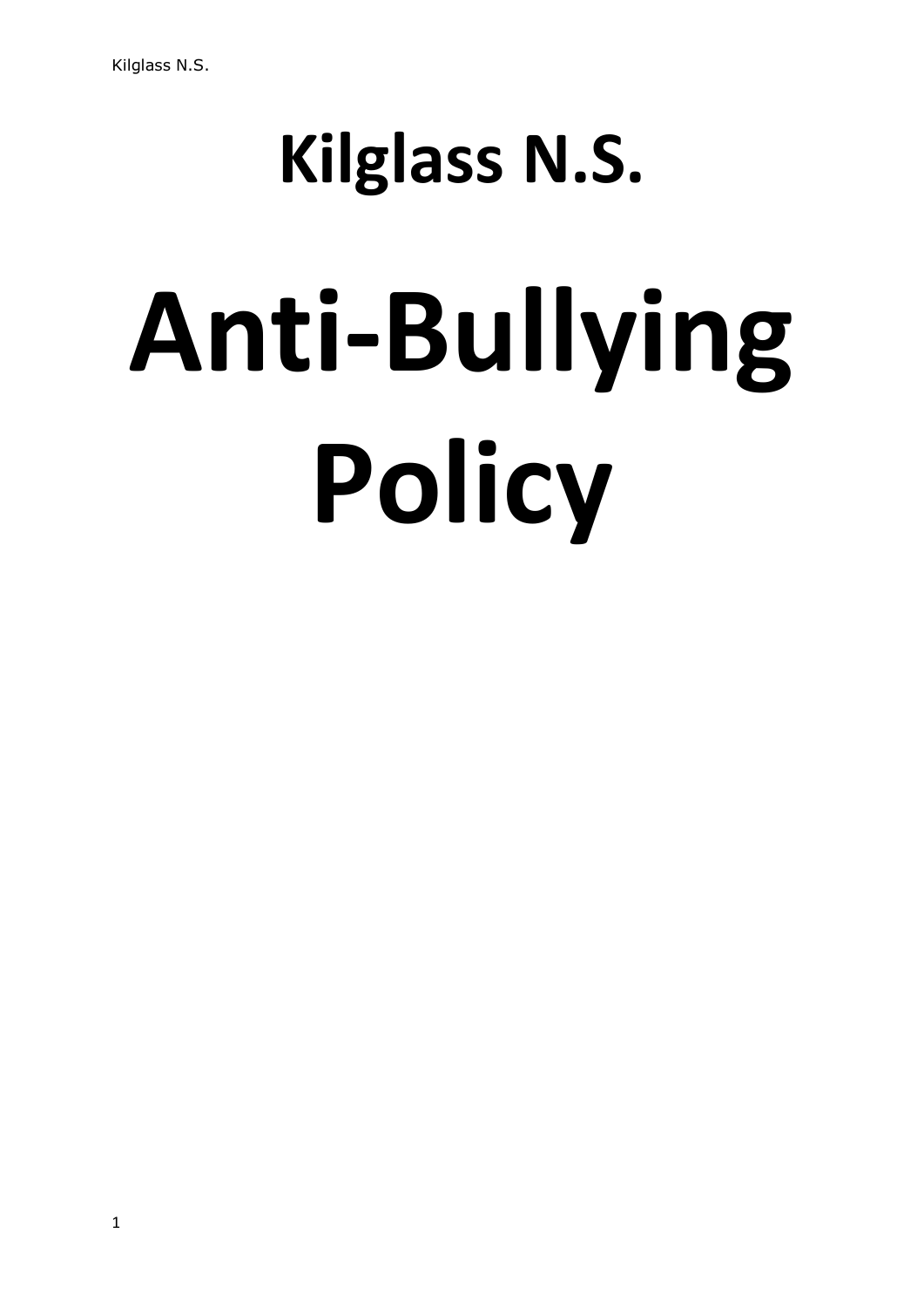# Kilglass N.S.

# Anti-Bullying Policy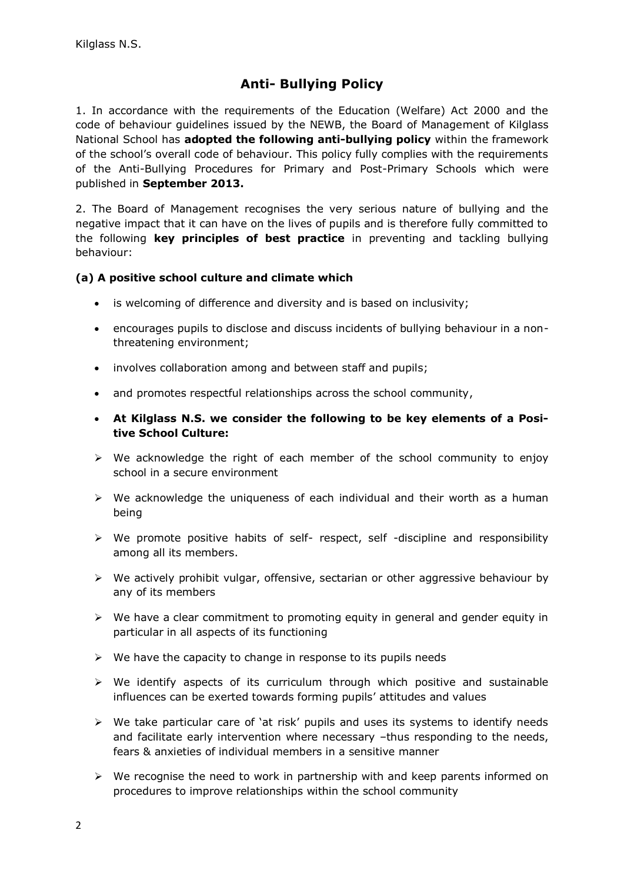# Anti- Bullying Policy

1. In accordance with the requirements of the Education (Welfare) Act 2000 and the code of behaviour guidelines issued by the NEWB, the Board of Management of Kilglass National School has **adopted the following anti-bullying policy** within the framework of the school's overall code of behaviour. This policy fully complies with the requirements of the Anti-Bullying Procedures for Primary and Post-Primary Schools which were published in **September 2013.**

2. The Board of Management recognises the very serious nature of bullying and the negative impact that it can have on the lives of pupils and is therefore fully committed to the following **key principles of best practice** in preventing and tackling bullying behaviour:

### (a) A positive school culture and climate which

- is welcoming of difference and diversity and is based on inclusivity;
- encourages pupils to disclose and discuss incidents of bullying behaviour in a non-threatening environment;
- involves collaboration among and between staff and pupils;
- and promotes respectful relationships across the school community,
- **At Kilglass N.S. we consider the following to be key elements of a Positive School Culture:**

- We acknowledge the right of each member of the school community to enjoy school in a secure environment
- We acknowledge the uniqueness of each individual and their worth as a human being
- We promote positive habits of self- respect, self -discipline and responsibility among all its members.
- We actively prohibit vulgar, offensive, sectarian or other aggressive behaviour by any of its members
- We have a clear commitment to promoting equity in general and gender equity in particular in all aspects of its functioning
- We have the capacity to change in response to its pupils needs
- We identify aspects of its curriculum through which positive and sustainable influences can be exerted towards forming pupils' attitudes and values
- We take particular care of 'at risk' pupils and uses its systems to identify needs and facilitate early intervention where necessary –thus responding to the needs, fears & anxieties of individual members in a sensitive manner
- We recognise the need to work in partnership with and keep parents informed on procedures to improve relationships within the school community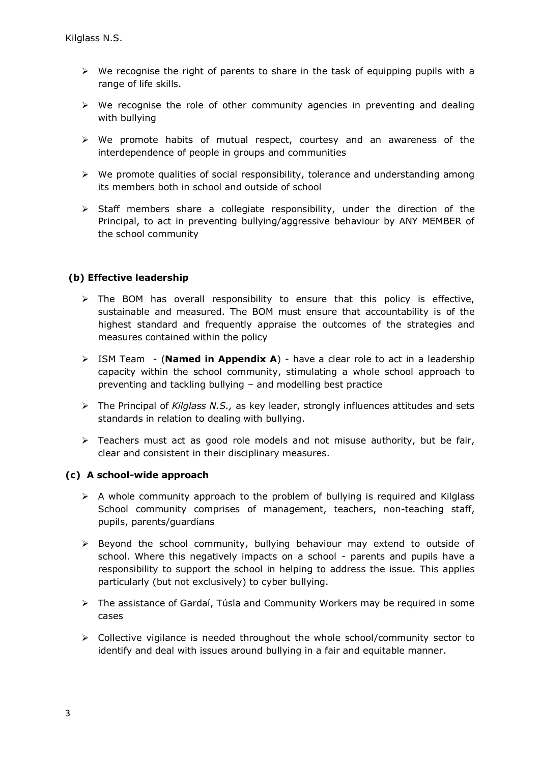- We recognise the right of parents to share in the task of equipping pupils with a range of life skills.
- We recognise the role of other community agencies in preventing and dealing with bullying
- We promote habits of mutual respect, courtesy and an awareness of the interdependence of people in groups and communities
- We promote qualities of social responsibility, tolerance and understanding among its members both in school and outside of school
- Staff members share a collegiate responsibility, under the direction of the Principal, to act in preventing bullying/aggressive behaviour by ANY MEMBER of the school community

### (b) Effective leadership

- The BOM has overall responsibility to ensure that this policy is effective, sustainable and measured. The BOM must ensure that accountability is of the highest standard and frequently appraise the outcomes of the strategies and measures contained within the policy
- ISM Team - (**Named in Appendix A**) - have a clear role to act in a leadership capacity within the school community, stimulating a whole school approach to preventing and tackling bullying – and modelling best practice
- The Principal of *Kilglass N.S.,* as key leader, strongly influences attitudes and sets standards in relation to dealing with bullying.
- Teachers must act as good role models and not misuse authority, but be fair, clear and consistent in their disciplinary measures.

### (c) A school-wide approach

- A whole community approach to the problem of bullying is required and Kilglass School community comprises of management, teachers, non-teaching staff, pupils, parents/guardians
- Beyond the school community, bullying behaviour may extend to outside of school. Where this negatively impacts on a school - parents and pupils have a responsibility to support the school in helping to address the issue. This applies particularly (but not exclusively) to cyber bullying.
- The assistance of Gardaí, Túsla and Community Workers may be required in some cases
- Collective vigilance is needed throughout the whole school/community sector to identify and deal with issues around bullying in a fair and equitable manner.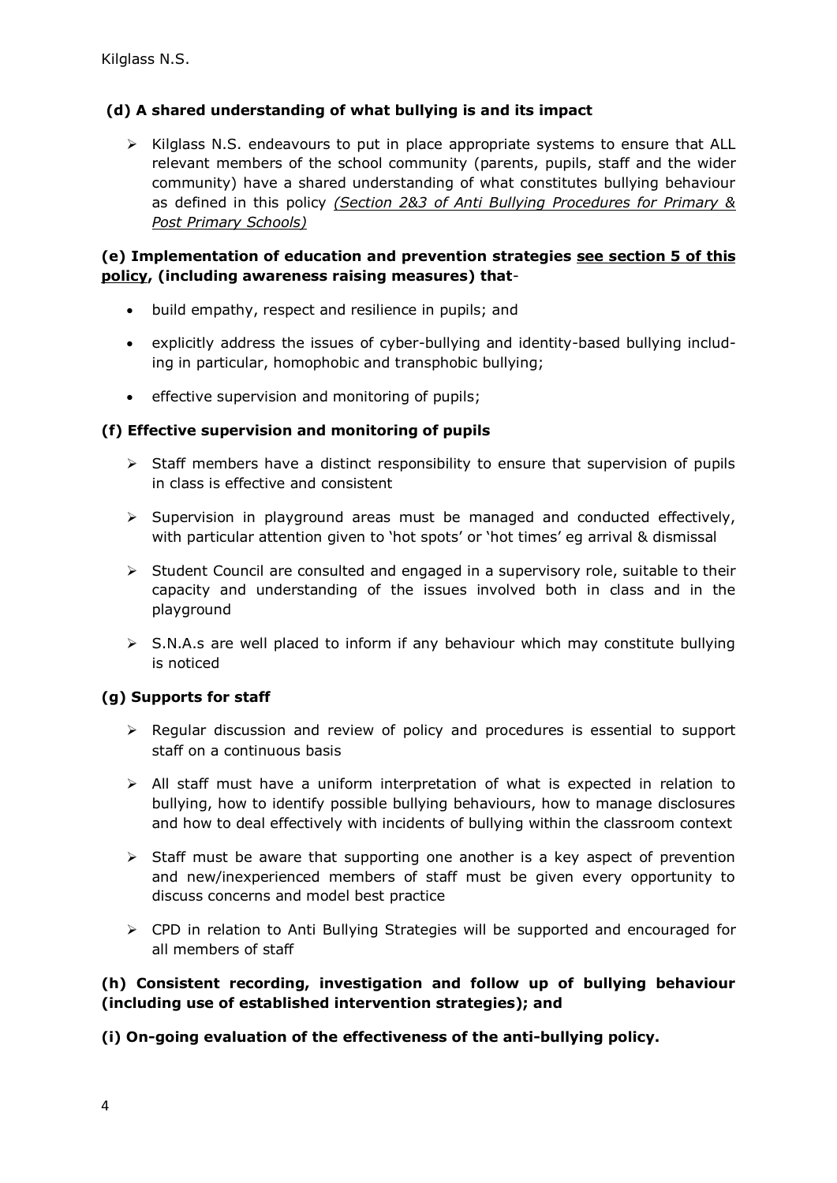### (d) A shared understanding of what bullying is and its impact

- Kilglass N.S. endeavours to put in place appropriate systems to ensure that ALL relevant members of the school community (parents, pupils, staff and the wider community) have a shared understanding of what constitutes bullying behaviour as defined in this policy *(Section 2&3 of Anti Bullying Procedures for Primary & Post Primary Schools)*

### (e) Implementation of education and prevention strategies <u>see section 5 of this policy</u>, (including awareness raising measures) that-

- build empathy, respect and resilience in pupils; and
- explicitly address the issues of cyber-bullying and identity-based bullying including in particular, homophobic and transphobic bullying;
- effective supervision and monitoring of pupils;

### (f) Effective supervision and monitoring of pupils

- Staff members have a distinct responsibility to ensure that supervision of pupils in class is effective and consistent
- Supervision in playground areas must be managed and conducted effectively, with particular attention given to 'hot spots' or 'hot times' eg arrival & dismissal
- Student Council are consulted and engaged in a supervisory role, suitable to their capacity and understanding of the issues involved both in class and in the playground
- S.N.A.s are well placed to inform if any behaviour which may constitute bullying is noticed

### (g) Supports for staff

- Regular discussion and review of policy and procedures is essential to support staff on a continuous basis
- All staff must have a uniform interpretation of what is expected in relation to bullying, how to identify possible bullying behaviours, how to manage disclosures and how to deal effectively with incidents of bullying within the classroom context
- Staff must be aware that supporting one another is a key aspect of prevention and new/inexperienced members of staff must be given every opportunity to discuss concerns and model best practice
- CPD in relation to Anti Bullying Strategies will be supported and encouraged for all members of staff

### (h) Consistent recording, investigation and follow up of bullying behaviour (including use of established intervention strategies); and

### (i) On-going evaluation of the effectiveness of the anti-bullying policy.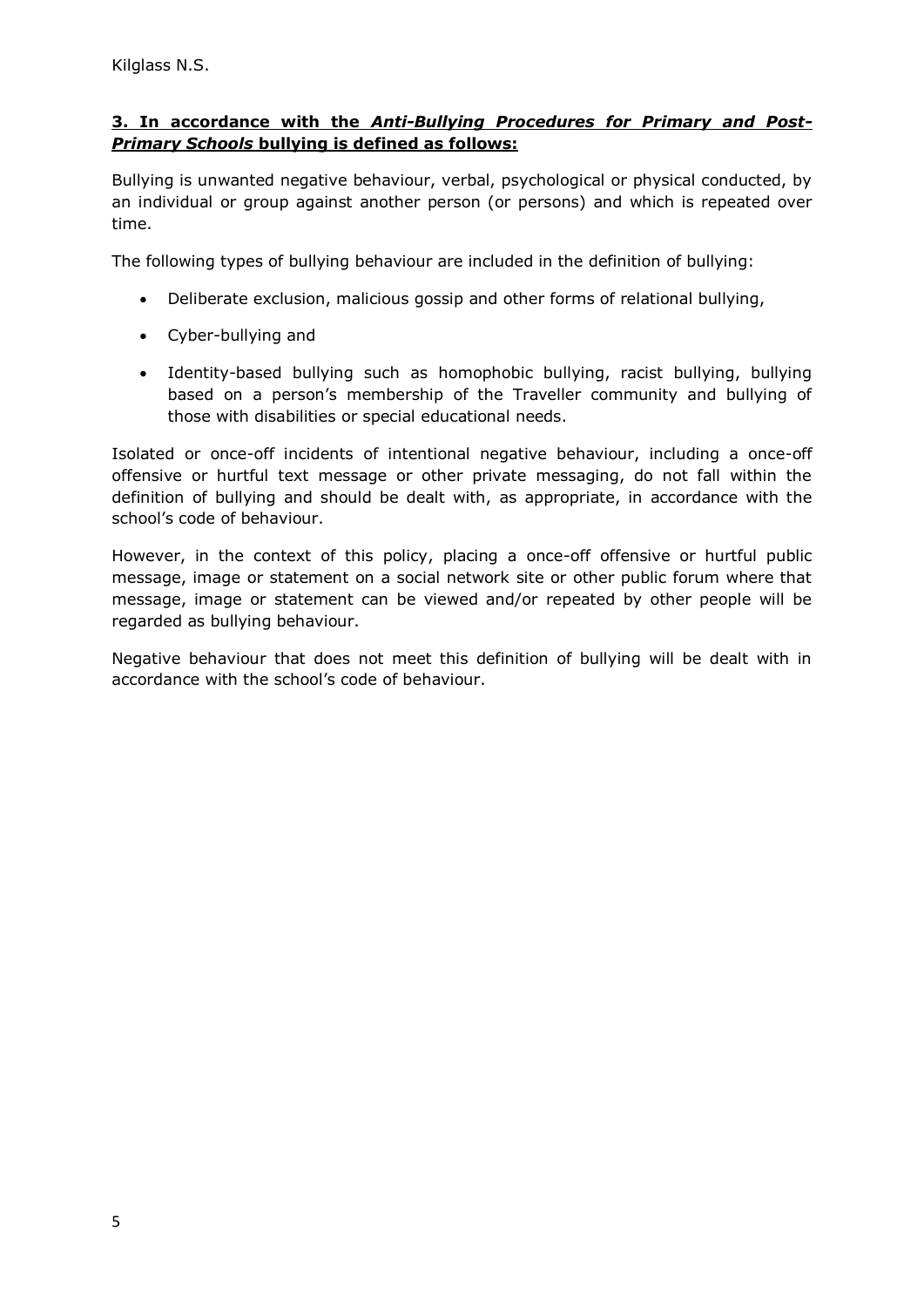### **3. In accordance with the *Anti-Bullying Procedures for Primary and Post-Primary Schools* bullying is defined as follows:**

Bullying is unwanted negative behaviour, verbal, psychological or physical conducted, by an individual or group against another person (or persons) and which is repeated over time.

The following types of bullying behaviour are included in the definition of bullying:

- Deliberate exclusion, malicious gossip and other forms of relational bullying,
- Cyber-bullying and
- Identity-based bullying such as homophobic bullying, racist bullying, bullying based on a person's membership of the Traveller community and bullying of those with disabilities or special educational needs.

Isolated or once-off incidents of intentional negative behaviour, including a once-off offensive or hurtful text message or other private messaging, do not fall within the definition of bullying and should be dealt with, as appropriate, in accordance with the school's code of behaviour.

However, in the context of this policy, placing a once-off offensive or hurtful public message, image or statement on a social network site or other public forum where that message, image or statement can be viewed and/or repeated by other people will be regarded as bullying behaviour.

Negative behaviour that does not meet this definition of bullying will be dealt with in accordance with the school's code of behaviour.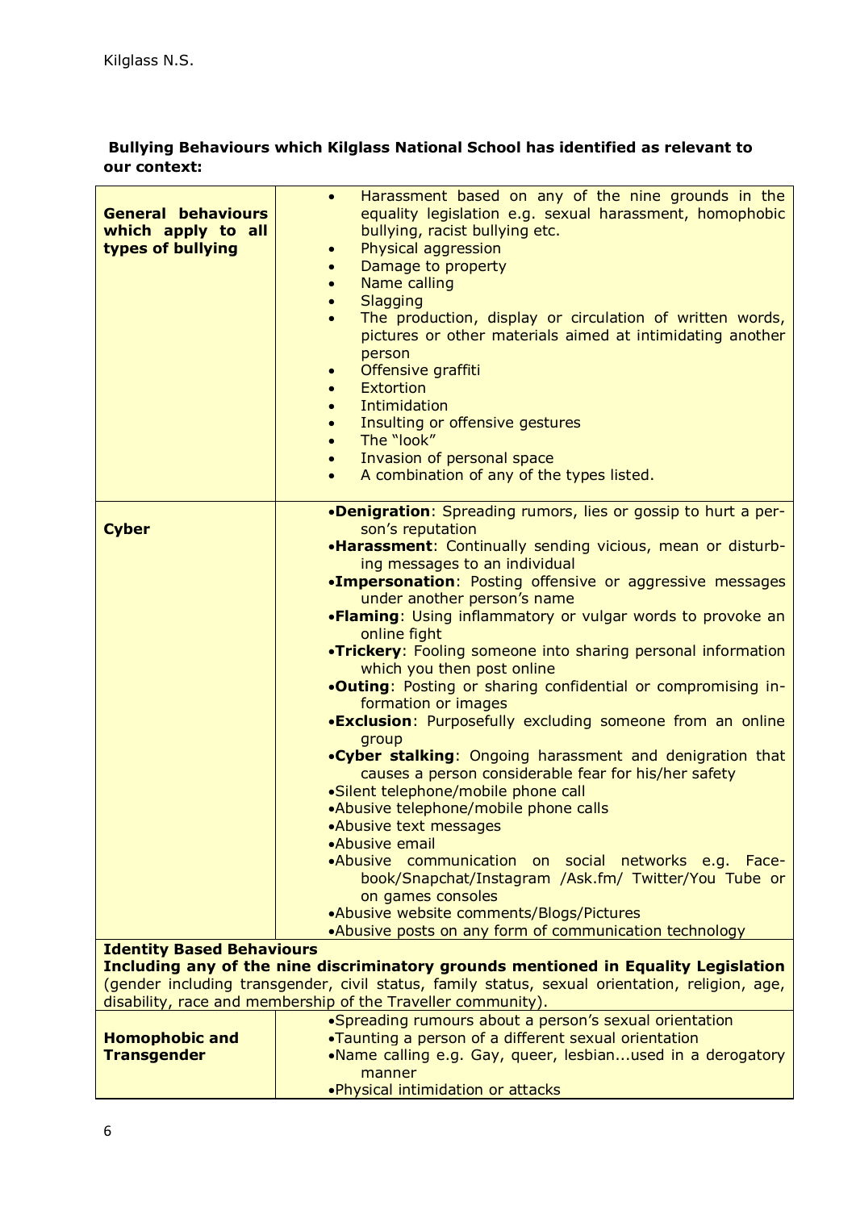**Bullying Behaviours which Kilglass National School has identified as relevant to our context:**

| | |
|---|---|
| **General behaviours which apply to all types of bullying** | • Harassment based on any of the nine grounds in the equality legislation e.g. sexual harassment, homophobic bullying, racist bullying etc.<br>• Physical aggression<br>• Damage to property<br>• Name calling<br>• Slagging<br>• The production, display or circulation of written words, pictures or other materials aimed at intimidating another person<br>• Offensive graffiti<br>• Extortion<br>• Intimidation<br>• Insulting or offensive gestures<br>• The "look"<br>• Invasion of personal space<br>• A combination of any of the types listed. |
| **Cyber** | •**Denigration**: Spreading rumors, lies or gossip to hurt a person's reputation<br>•**Harassment**: Continually sending vicious, mean or disturbing messages to an individual<br>•**Impersonation**: Posting offensive or aggressive messages under another person's name<br>•**Flaming**: Using inflammatory or vulgar words to provoke an online fight<br>•**Trickery**: Fooling someone into sharing personal information which you then post online<br>•**Outing**: Posting or sharing confidential or compromising information or images<br>•**Exclusion**: Purposefully excluding someone from an online group<br>•**Cyber stalking**: Ongoing harassment and denigration that causes a person considerable fear for his/her safety<br>•Silent telephone/mobile phone call<br>•Abusive telephone/mobile phone calls<br>•Abusive text messages<br>•Abusive email<br>•Abusive communication on social networks e.g. Facebook/Snapchat/Instagram /Ask.fm/ Twitter/You Tube or on games consoles<br>•Abusive website comments/Blogs/Pictures<br>•Abusive posts on any form of communication technology |
| **Identity Based Behaviours**<br>**Including any of the nine discriminatory grounds mentioned in Equality Legislation** (gender including transgender, civil status, family status, sexual orientation, religion, age, disability, race and membership of the Traveller community). | |
| **Homophobic and Transgender** | •Spreading rumours about a person's sexual orientation<br>•Taunting a person of a different sexual orientation<br>•Name calling e.g. Gay, queer, lesbian...used in a derogatory manner<br>•Physical intimidation or attacks |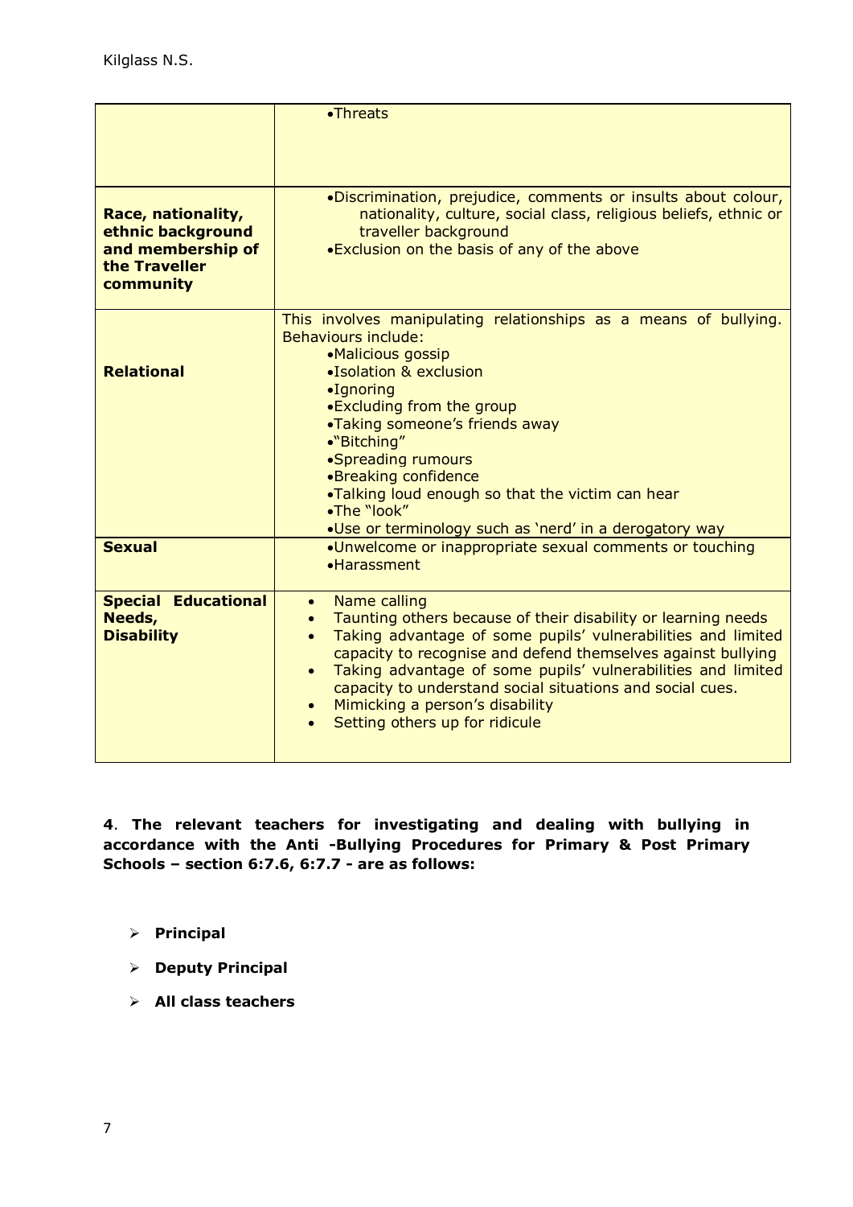| | |
|---|---|
| | •Threats |
| **Race, nationality, ethnic background and membership of the Traveller community** | •Discrimination, prejudice, comments or insults about colour, nationality, culture, social class, religious beliefs, ethnic or traveller background<br>•Exclusion on the basis of any of the above |
| **Relational** | This involves manipulating relationships as a means of bullying. Behaviours include:<br>•Malicious gossip<br>•Isolation & exclusion<br>•Ignoring<br>•Excluding from the group<br>•Taking someone's friends away<br>•"Bitching"<br>•Spreading rumours<br>•Breaking confidence<br>•Talking loud enough so that the victim can hear<br>•The "look"<br>•Use or terminology such as 'nerd' in a derogatory way |
| **Sexual** | •Unwelcome or inappropriate sexual comments or touching<br>•Harassment |
| **Special Educational Needs, Disability** | • Name calling<br>• Taunting others because of their disability or learning needs<br>• Taking advantage of some pupils' vulnerabilities and limited capacity to recognise and defend themselves against bullying<br>• Taking advantage of some pupils' vulnerabilities and limited capacity to understand social situations and social cues.<br>• Mimicking a person's disability<br>• Setting others up for ridicule |

**4**. **The relevant teachers for investigating and dealing with bullying in accordance with the Anti -Bullying Procedures for Primary & Post Primary Schools – section 6:7.6, 6:7.7 - are as follows:**

- **Principal**
- **Deputy Principal**
- **All class teachers**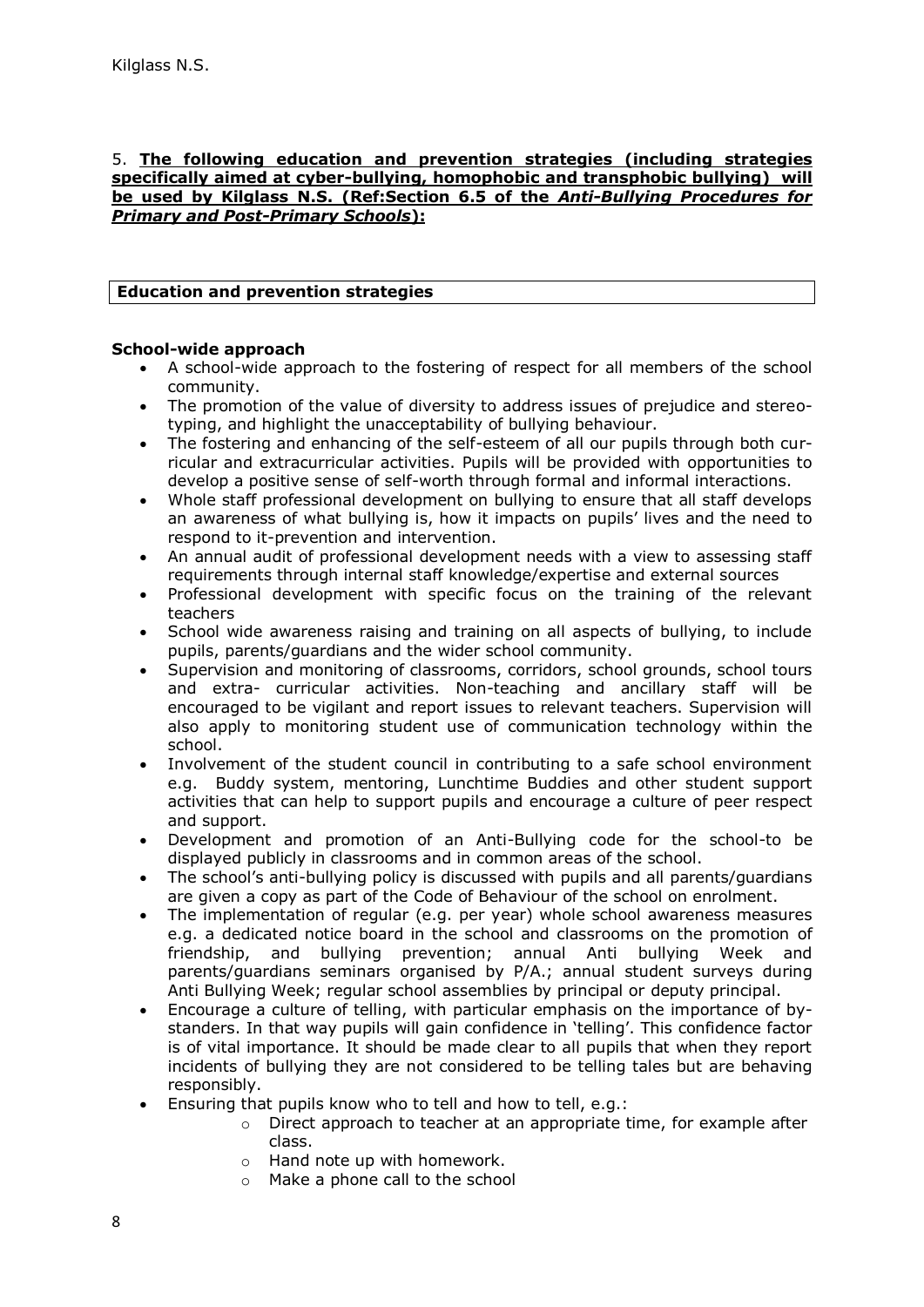5. **The following education and prevention strategies (including strategies specifically aimed at cyber-bullying, homophobic and transphobic bullying) will be used by Kilglass N.S. (Ref:Section 6.5 of the *Anti-Bullying Procedures for Primary and Post-Primary Schools*):**

| **Education and prevention strategies** |
|---|

**School-wide approach**

- A school-wide approach to the fostering of respect for all members of the school community.
- The promotion of the value of diversity to address issues of prejudice and stereotyping, and highlight the unacceptability of bullying behaviour.
- The fostering and enhancing of the self-esteem of all our pupils through both curricular and extracurricular activities. Pupils will be provided with opportunities to develop a positive sense of self-worth through formal and informal interactions.
- Whole staff professional development on bullying to ensure that all staff develops an awareness of what bullying is, how it impacts on pupils' lives and the need to respond to it-prevention and intervention.
- An annual audit of professional development needs with a view to assessing staff requirements through internal staff knowledge/expertise and external sources
- Professional development with specific focus on the training of the relevant teachers
- School wide awareness raising and training on all aspects of bullying, to include pupils, parents/guardians and the wider school community.
- Supervision and monitoring of classrooms, corridors, school grounds, school tours and extra- curricular activities. Non-teaching and ancillary staff will be encouraged to be vigilant and report issues to relevant teachers. Supervision will also apply to monitoring student use of communication technology within the school.
- Involvement of the student council in contributing to a safe school environment e.g. Buddy system, mentoring, Lunchtime Buddies and other student support activities that can help to support pupils and encourage a culture of peer respect and support.
- Development and promotion of an Anti-Bullying code for the school-to be displayed publicly in classrooms and in common areas of the school.
- The school's anti-bullying policy is discussed with pupils and all parents/guardians are given a copy as part of the Code of Behaviour of the school on enrolment.
- The implementation of regular (e.g. per year) whole school awareness measures e.g. a dedicated notice board in the school and classrooms on the promotion of friendship, and bullying prevention; annual Anti bullying Week and parents/guardians seminars organised by P/A.; annual student surveys during Anti Bullying Week; regular school assemblies by principal or deputy principal.
- Encourage a culture of telling, with particular emphasis on the importance of bystanders. In that way pupils will gain confidence in 'telling'. This confidence factor is of vital importance. It should be made clear to all pupils that when they report incidents of bullying they are not considered to be telling tales but are behaving responsibly.
- Ensuring that pupils know who to tell and how to tell, e.g.:
    - Direct approach to teacher at an appropriate time, for example after class.
    - Hand note up with homework.
    - Make a phone call to the school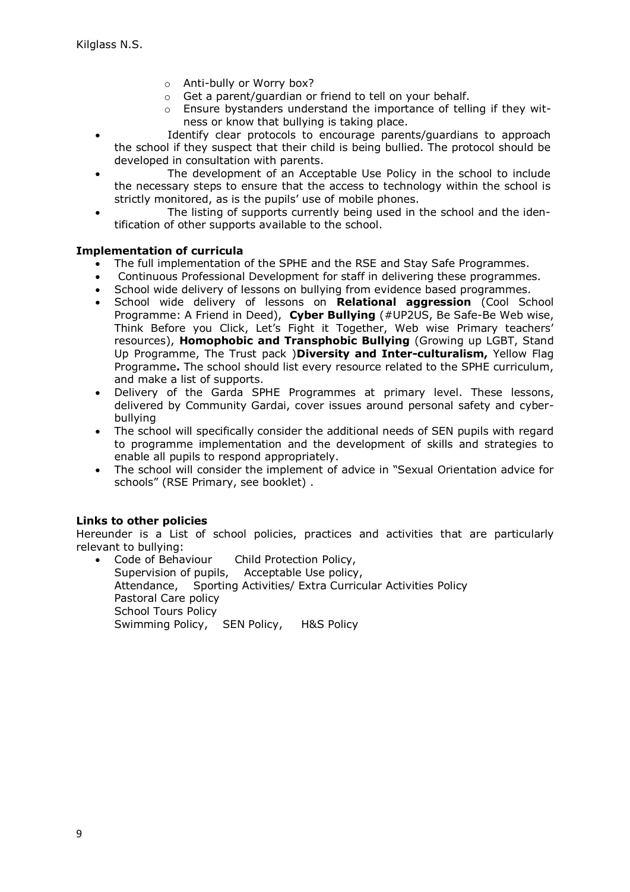- Anti-bully or Worry box?
    - Get a parent/guardian or friend to tell on your behalf.
    - Ensure bystanders understand the importance of telling if they witness or know that bullying is taking place.
- Identify clear protocols to encourage parents/guardians to approach the school if they suspect that their child is being bullied. The protocol should be developed in consultation with parents.
- The development of an Acceptable Use Policy in the school to include the necessary steps to ensure that the access to technology within the school is strictly monitored, as is the pupils' use of mobile phones.
- The listing of supports currently being used in the school and the identification of other supports available to the school.

**Implementation of curricula**

- The full implementation of the SPHE and the RSE and Stay Safe Programmes.
- Continuous Professional Development for staff in delivering these programmes.
- School wide delivery of lessons on bullying from evidence based programmes.
- School wide delivery of lessons on **Relational aggression** (Cool School Programme: A Friend in Deed), **Cyber Bullying** (#UP2US, Be Safe-Be Web wise, Think Before you Click, Let's Fight it Together, Web wise Primary teachers' resources), **Homophobic and Transphobic Bullying** (Growing up LGBT, Stand Up Programme, The Trust pack )**Diversity and Inter-culturalism,** Yellow Flag Programme**.** The school should list every resource related to the SPHE curriculum, and make a list of supports.
- Delivery of the Garda SPHE Programmes at primary level. These lessons, delivered by Community Gardai, cover issues around personal safety and cyber-bullying
- The school will specifically consider the additional needs of SEN pupils with regard to programme implementation and the development of skills and strategies to enable all pupils to respond appropriately.
- The school will consider the implement of advice in "Sexual Orientation advice for schools" (RSE Primary, see booklet) .

**Links to other policies**

Hereunder is a List of school policies, practices and activities that are particularly relevant to bullying:

- Code of Behaviour Child Protection Policy,
  Supervision of pupils, Acceptable Use policy,
  Attendance, Sporting Activities/ Extra Curricular Activities Policy
  Pastoral Care policy
  School Tours Policy
  Swimming Policy, SEN Policy, H&S Policy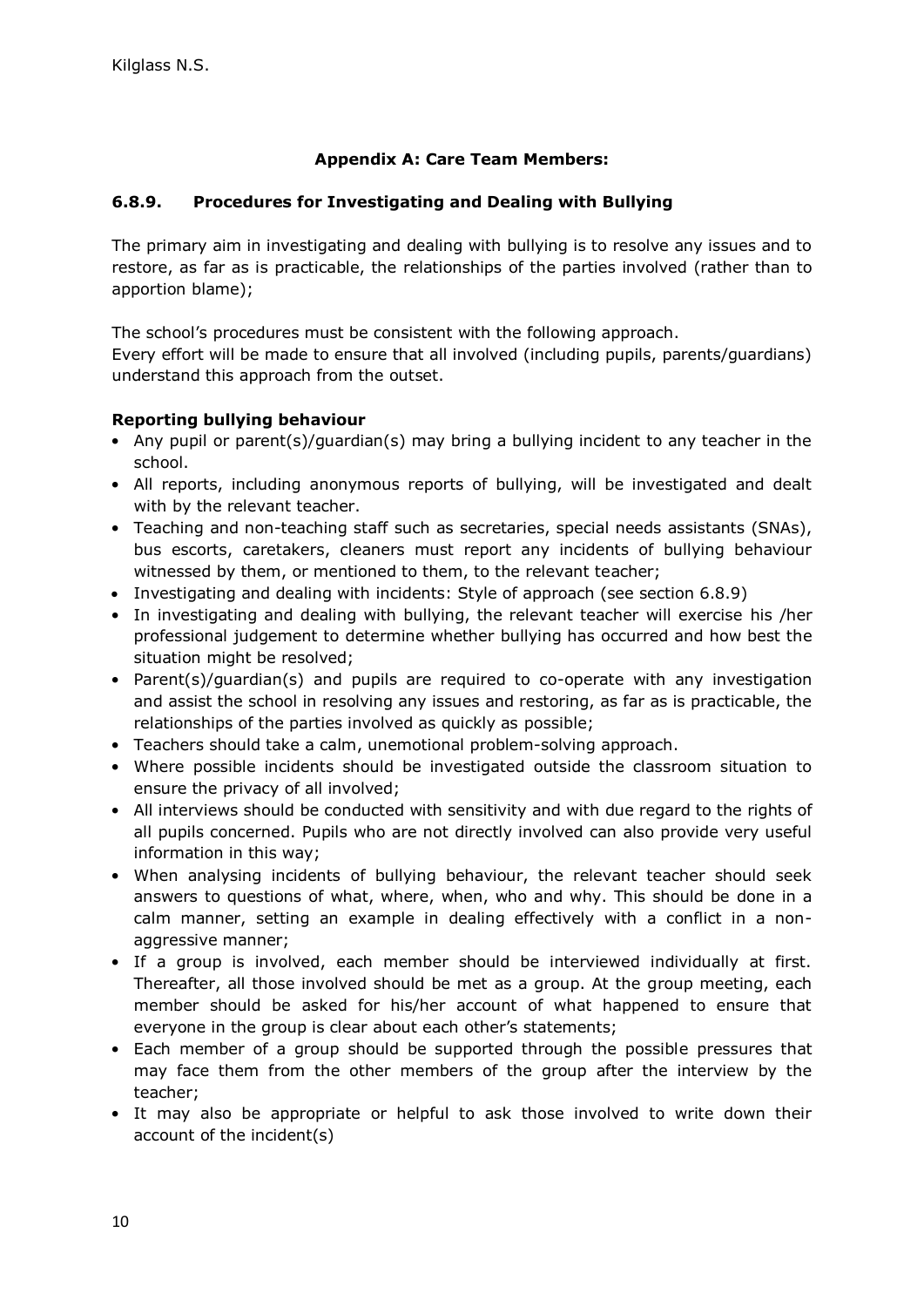### Appendix A: Care Team Members:

### 6.8.9. Procedures for Investigating and Dealing with Bullying

The primary aim in investigating and dealing with bullying is to resolve any issues and to restore, as far as is practicable, the relationships of the parties involved (rather than to apportion blame);

The school's procedures must be consistent with the following approach.
Every effort will be made to ensure that all involved (including pupils, parents/guardians) understand this approach from the outset.

**Reporting bullying behaviour**

- Any pupil or parent(s)/guardian(s) may bring a bullying incident to any teacher in the school.
- All reports, including anonymous reports of bullying, will be investigated and dealt with by the relevant teacher.
- Teaching and non-teaching staff such as secretaries, special needs assistants (SNAs), bus escorts, caretakers, cleaners must report any incidents of bullying behaviour witnessed by them, or mentioned to them, to the relevant teacher;
- Investigating and dealing with incidents: Style of approach (see section 6.8.9)
- In investigating and dealing with bullying, the relevant teacher will exercise his /her professional judgement to determine whether bullying has occurred and how best the situation might be resolved;
- Parent(s)/guardian(s) and pupils are required to co-operate with any investigation and assist the school in resolving any issues and restoring, as far as is practicable, the relationships of the parties involved as quickly as possible;
- Teachers should take a calm, unemotional problem-solving approach.
- Where possible incidents should be investigated outside the classroom situation to ensure the privacy of all involved;
- All interviews should be conducted with sensitivity and with due regard to the rights of all pupils concerned. Pupils who are not directly involved can also provide very useful information in this way;
- When analysing incidents of bullying behaviour, the relevant teacher should seek answers to questions of what, where, when, who and why. This should be done in a calm manner, setting an example in dealing effectively with a conflict in a non-aggressive manner;
- If a group is involved, each member should be interviewed individually at first. Thereafter, all those involved should be met as a group. At the group meeting, each member should be asked for his/her account of what happened to ensure that everyone in the group is clear about each other's statements;
- Each member of a group should be supported through the possible pressures that may face them from the other members of the group after the interview by the teacher;
- It may also be appropriate or helpful to ask those involved to write down their account of the incident(s)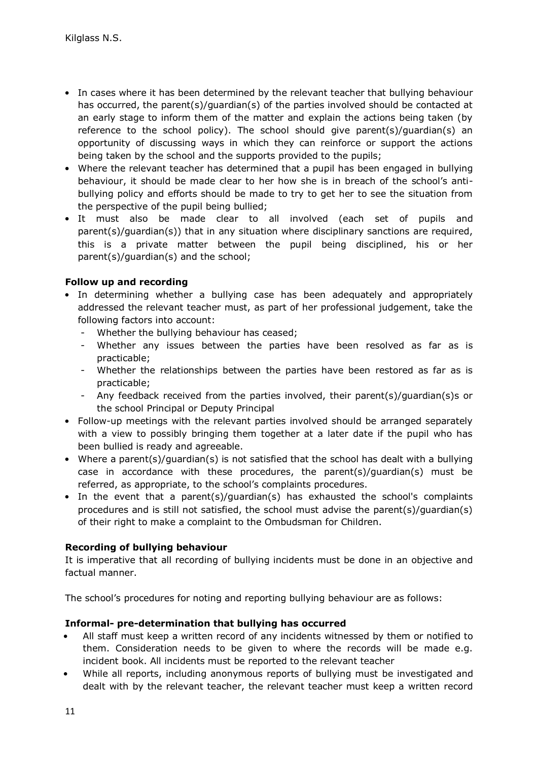- In cases where it has been determined by the relevant teacher that bullying behaviour has occurred, the parent(s)/guardian(s) of the parties involved should be contacted at an early stage to inform them of the matter and explain the actions being taken (by reference to the school policy). The school should give parent(s)/guardian(s) an opportunity of discussing ways in which they can reinforce or support the actions being taken by the school and the supports provided to the pupils;
- Where the relevant teacher has determined that a pupil has been engaged in bullying behaviour, it should be made clear to her how she is in breach of the school's anti-bullying policy and efforts should be made to try to get her to see the situation from the perspective of the pupil being bullied;
- It must also be made clear to all involved (each set of pupils and parent(s)/guardian(s)) that in any situation where disciplinary sanctions are required, this is a private matter between the pupil being disciplined, his or her parent(s)/guardian(s) and the school;

**Follow up and recording**

- In determining whether a bullying case has been adequately and appropriately addressed the relevant teacher must, as part of her professional judgement, take the following factors into account:
  - Whether the bullying behaviour has ceased;
  - Whether any issues between the parties have been resolved as far as is practicable;
  - Whether the relationships between the parties have been restored as far as is practicable;
  - Any feedback received from the parties involved, their parent(s)/guardian(s)s or the school Principal or Deputy Principal
- Follow-up meetings with the relevant parties involved should be arranged separately with a view to possibly bringing them together at a later date if the pupil who has been bullied is ready and agreeable.
- Where a parent(s)/guardian(s) is not satisfied that the school has dealt with a bullying case in accordance with these procedures, the parent(s)/guardian(s) must be referred, as appropriate, to the school's complaints procedures.
- In the event that a parent(s)/guardian(s) has exhausted the school's complaints procedures and is still not satisfied, the school must advise the parent(s)/guardian(s) of their right to make a complaint to the Ombudsman for Children.

**Recording of bullying behaviour**

It is imperative that all recording of bullying incidents must be done in an objective and factual manner.

The school's procedures for noting and reporting bullying behaviour are as follows:

**Informal- pre-determination that bullying has occurred**

- All staff must keep a written record of any incidents witnessed by them or notified to them. Consideration needs to be given to where the records will be made e.g. incident book. All incidents must be reported to the relevant teacher
- While all reports, including anonymous reports of bullying must be investigated and dealt with by the relevant teacher, the relevant teacher must keep a written record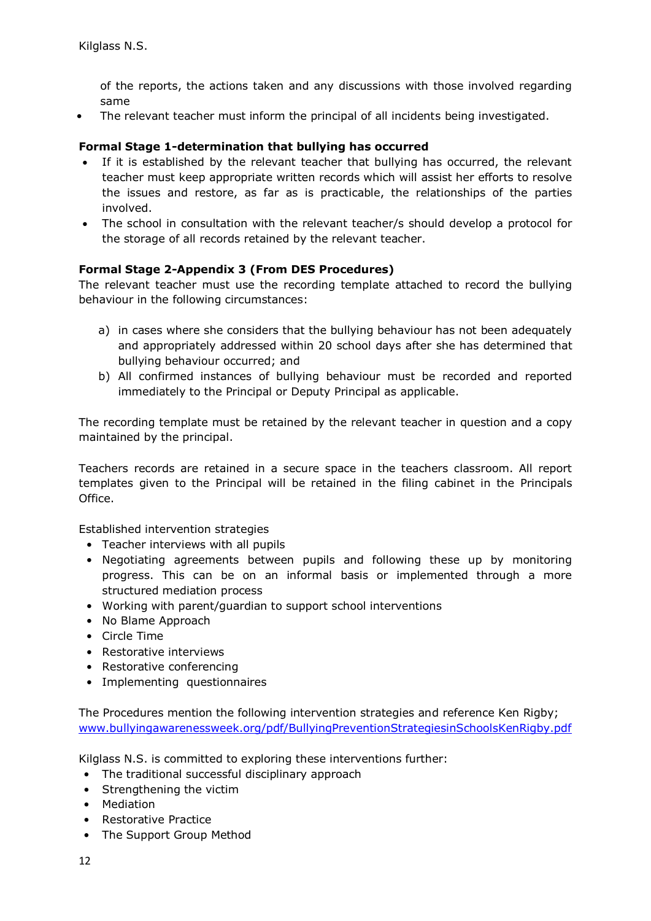of the reports, the actions taken and any discussions with those involved regarding same

- The relevant teacher must inform the principal of all incidents being investigated.

**Formal Stage 1-determination that bullying has occurred**

- If it is established by the relevant teacher that bullying has occurred, the relevant teacher must keep appropriate written records which will assist her efforts to resolve the issues and restore, as far as is practicable, the relationships of the parties involved.
- The school in consultation with the relevant teacher/s should develop a protocol for the storage of all records retained by the relevant teacher.

**Formal Stage 2-Appendix 3 (From DES Procedures)**

The relevant teacher must use the recording template attached to record the bullying behaviour in the following circumstances:

a) in cases where she considers that the bullying behaviour has not been adequately and appropriately addressed within 20 school days after she has determined that bullying behaviour occurred; and

b) All confirmed instances of bullying behaviour must be recorded and reported immediately to the Principal or Deputy Principal as applicable.

The recording template must be retained by the relevant teacher in question and a copy maintained by the principal.

Teachers records are retained in a secure space in the teachers classroom. All report templates given to the Principal will be retained in the filing cabinet in the Principals Office.

Established intervention strategies

- Teacher interviews with all pupils
- Negotiating agreements between pupils and following these up by monitoring progress. This can be on an informal basis or implemented through a more structured mediation process
- Working with parent/guardian to support school interventions
- No Blame Approach
- Circle Time
- Restorative interviews
- Restorative conferencing
- Implementing questionnaires

The Procedures mention the following intervention strategies and reference Ken Rigby; www.bullyingawarenessweek.org/pdf/BullyingPreventionStrategiesinSchoolsKenRigby.pdf

Kilglass N.S. is committed to exploring these interventions further:

- The traditional successful disciplinary approach
- Strengthening the victim
- Mediation
- Restorative Practice
- The Support Group Method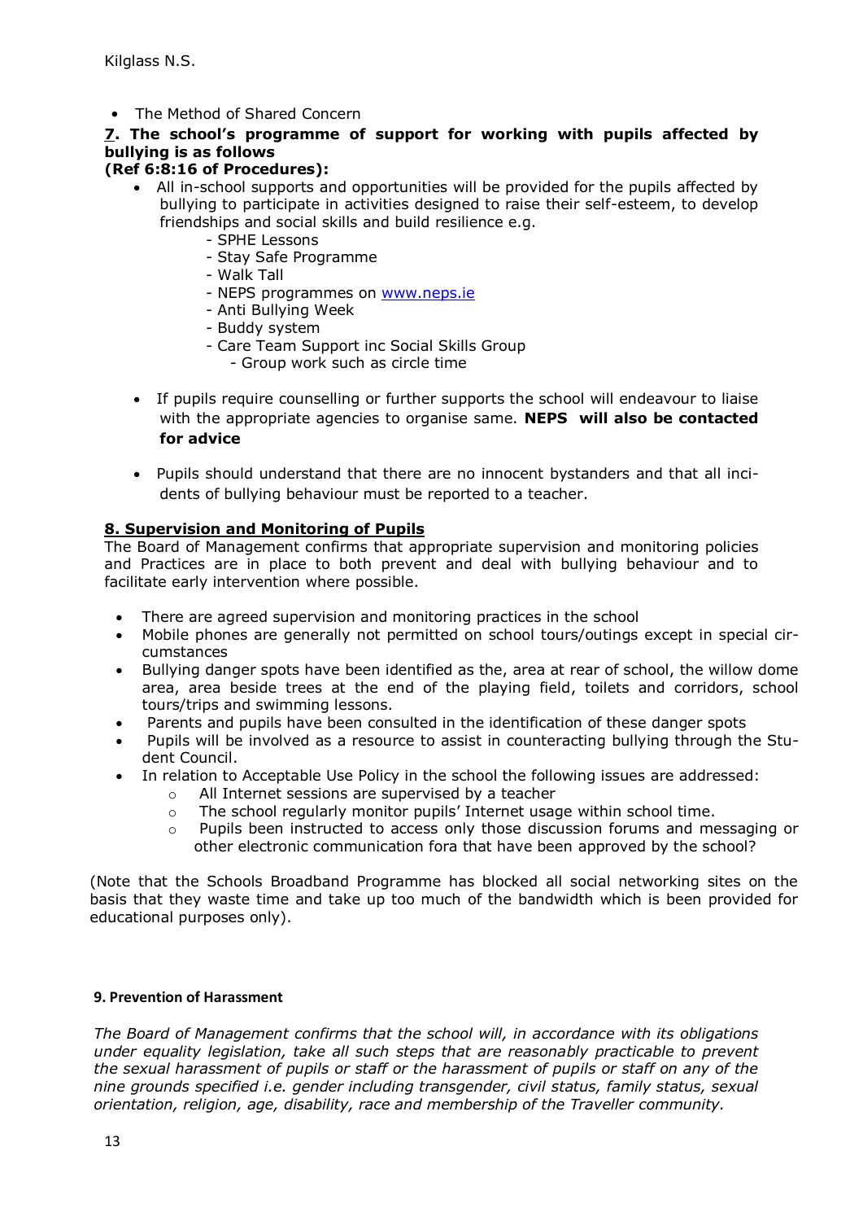- The Method of Shared Concern

**7. The school's programme of support for working with pupils affected by bullying is as follows**
**(Ref 6:8:16 of Procedures):**

- All in-school supports and opportunities will be provided for the pupils affected by bullying to participate in activities designed to raise their self-esteem, to develop friendships and social skills and build resilience e.g.
  - SPHE Lessons
  - Stay Safe Programme
  - Walk Tall
  - NEPS programmes on [www.neps.ie](http://www.neps.ie)
  - Anti Bullying Week
  - Buddy system
  - Care Team Support inc Social Skills Group
  - Group work such as circle time
- If pupils require counselling or further supports the school will endeavour to liaise with the appropriate agencies to organise same. **NEPS will also be contacted for advice**
- Pupils should understand that there are no innocent bystanders and that all incidents of bullying behaviour must be reported to a teacher.

**8. Supervision and Monitoring of Pupils**

The Board of Management confirms that appropriate supervision and monitoring policies and Practices are in place to both prevent and deal with bullying behaviour and to facilitate early intervention where possible.

- There are agreed supervision and monitoring practices in the school
- Mobile phones are generally not permitted on school tours/outings except in special circumstances
- Bullying danger spots have been identified as the, area at rear of school, the willow dome area, area beside trees at the end of the playing field, toilets and corridors, school tours/trips and swimming lessons.
- Parents and pupils have been consulted in the identification of these danger spots
- Pupils will be involved as a resource to assist in counteracting bullying through the Student Council.
- In relation to Acceptable Use Policy in the school the following issues are addressed:
  - All Internet sessions are supervised by a teacher
  - The school regularly monitor pupils' Internet usage within school time.
  - Pupils been instructed to access only those discussion forums and messaging or other electronic communication fora that have been approved by the school?

(Note that the Schools Broadband Programme has blocked all social networking sites on the basis that they waste time and take up too much of the bandwidth which is been provided for educational purposes only).

**9. Prevention of Harassment**

*The Board of Management confirms that the school will, in accordance with its obligations under equality legislation, take all such steps that are reasonably practicable to prevent the sexual harassment of pupils or staff or the harassment of pupils or staff on any of the nine grounds specified i.e. gender including transgender, civil status, family status, sexual orientation, religion, age, disability, race and membership of the Traveller community.*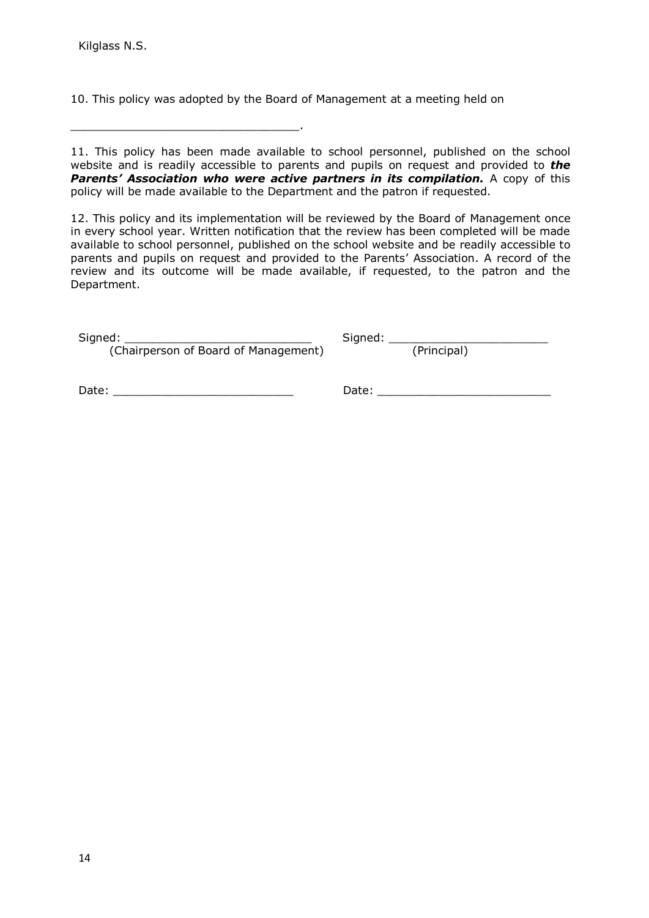10. This policy was adopted by the Board of Management at a meeting held on

________________________________.

11. This policy has been made available to school personnel, published on the school website and is readily accessible to parents and pupils on request and provided to ***the Parents' Association who were active partners in its compilation.*** A copy of this policy will be made available to the Department and the patron if requested.

12. This policy and its implementation will be reviewed by the Board of Management once in every school year. Written notification that the review has been completed will be made available to school personnel, published on the school website and be readily accessible to parents and pupils on request and provided to the Parents' Association. A record of the review and its outcome will be made available, if requested, to the patron and the Department.

Signed: ___________________________
(Chairperson of Board of Management)

Signed: _______________________
(Principal)

Date: __________________________

Date: _________________________